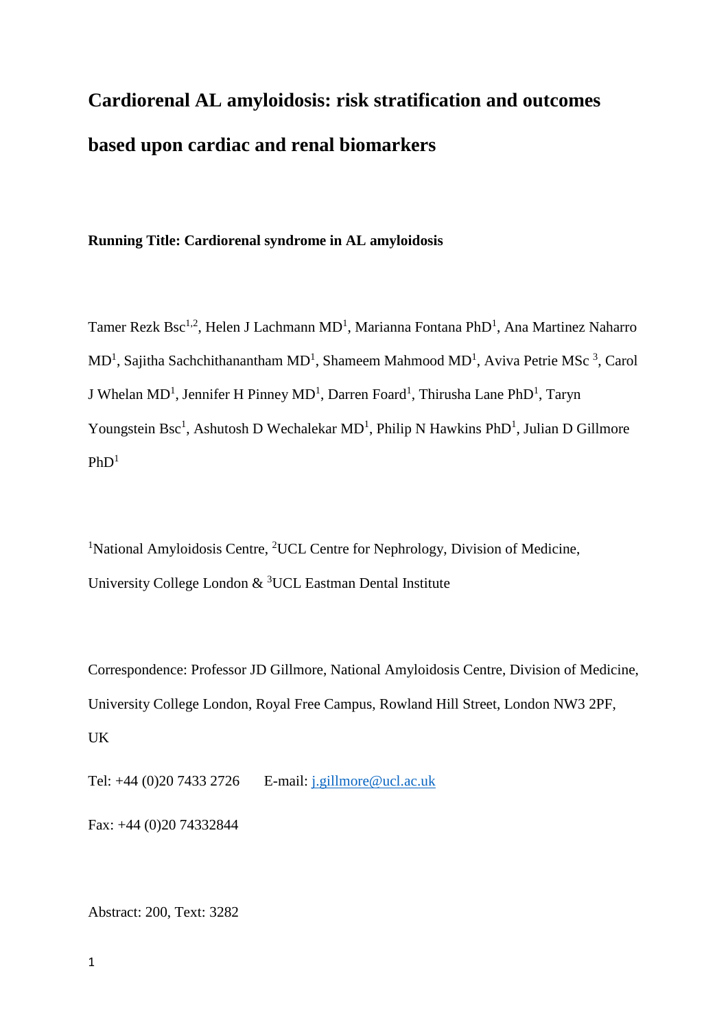# Cardiorenal AL amyloidosis: risk stratification and outcomes based upon cardiac and renal biomarkers

**Running Title: Cardiorenal syndrome in AL amyloidosis**

Tamer Rezk Bsc[1,2], Helen J Lachmann MD[1], Marianna Fontana PhD[1], Ana Martinez Naharro MD[1], Sajitha Sachchithanantham MD[1], Shameem Mahmood MD[1], Aviva Petrie MSc [3], Carol J Whelan MD[1], Jennifer H Pinney MD[1], Darren Foard[1], Thirusha Lane PhD[1], Taryn Youngstein Bsc[1], Ashutosh D Wechalekar MD[1], Philip N Hawkins PhD[1], Julian D Gillmore PhD[1]

[1]National Amyloidosis Centre, [2]UCL Centre for Nephrology, Division of Medicine, University College London & [3]UCL Eastman Dental Institute

Correspondence: Professor JD Gillmore, National Amyloidosis Centre, Division of Medicine, University College London, Royal Free Campus, Rowland Hill Street, London NW3 2PF, UK

Tel: +44 (0)20 7433 2726 E-mail: j.gillmore@ucl.ac.uk

Fax: +44 (0)20 74332844

Abstract: 200, Text: 3282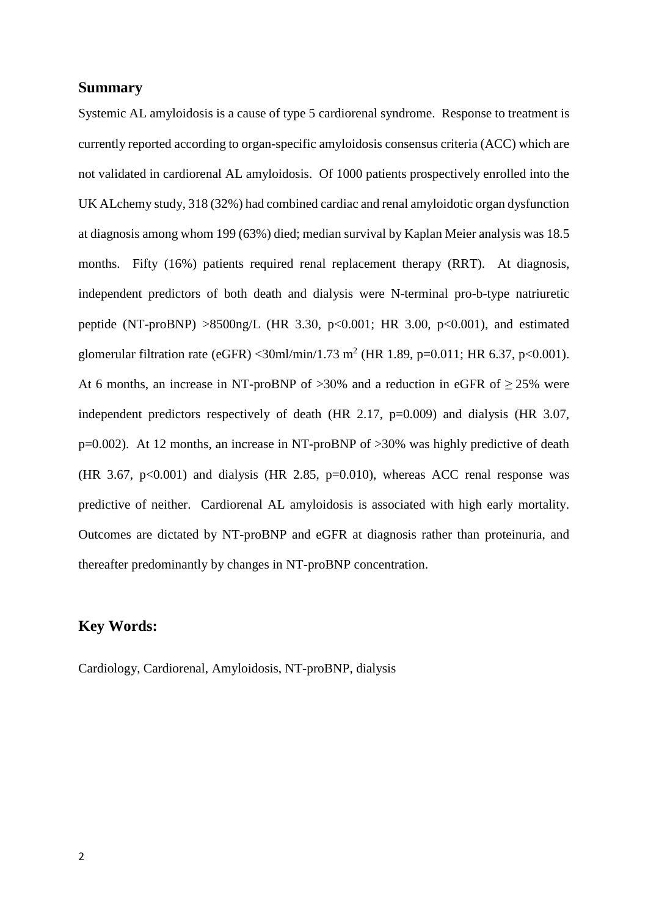## Summary

Systemic AL amyloidosis is a cause of type 5 cardiorenal syndrome. Response to treatment is currently reported according to organ-specific amyloidosis consensus criteria (ACC) which are not validated in cardiorenal AL amyloidosis. Of 1000 patients prospectively enrolled into the UK ALchemy study, 318 (32%) had combined cardiac and renal amyloidotic organ dysfunction at diagnosis among whom 199 (63%) died; median survival by Kaplan Meier analysis was 18.5 months. Fifty (16%) patients required renal replacement therapy (RRT). At diagnosis, independent predictors of both death and dialysis were N-terminal pro-b-type natriuretic peptide (NT-proBNP) >8500ng/L (HR 3.30, $p<0.001$; HR 3.00, $p<0.001$), and estimated glomerular filtration rate (eGFR) <30ml/min/1.73 $m^2$ (HR 1.89, $p=0.011$; HR 6.37, $p<0.001$). At 6 months, an increase in NT-proBNP of >30% and a reduction in eGFR of $\geq$ 25% were independent predictors respectively of death (HR 2.17, $p=0.009$) and dialysis (HR 3.07, $p=0.002$). At 12 months, an increase in NT-proBNP of >30% was highly predictive of death (HR 3.67, $p<0.001$) and dialysis (HR 2.85, $p=0.010$), whereas ACC renal response was predictive of neither. Cardiorenal AL amyloidosis is associated with high early mortality. Outcomes are dictated by NT-proBNP and eGFR at diagnosis rather than proteinuria, and thereafter predominantly by changes in NT-proBNP concentration.

## Key Words:

Cardiology, Cardiorenal, Amyloidosis, NT-proBNP, dialysis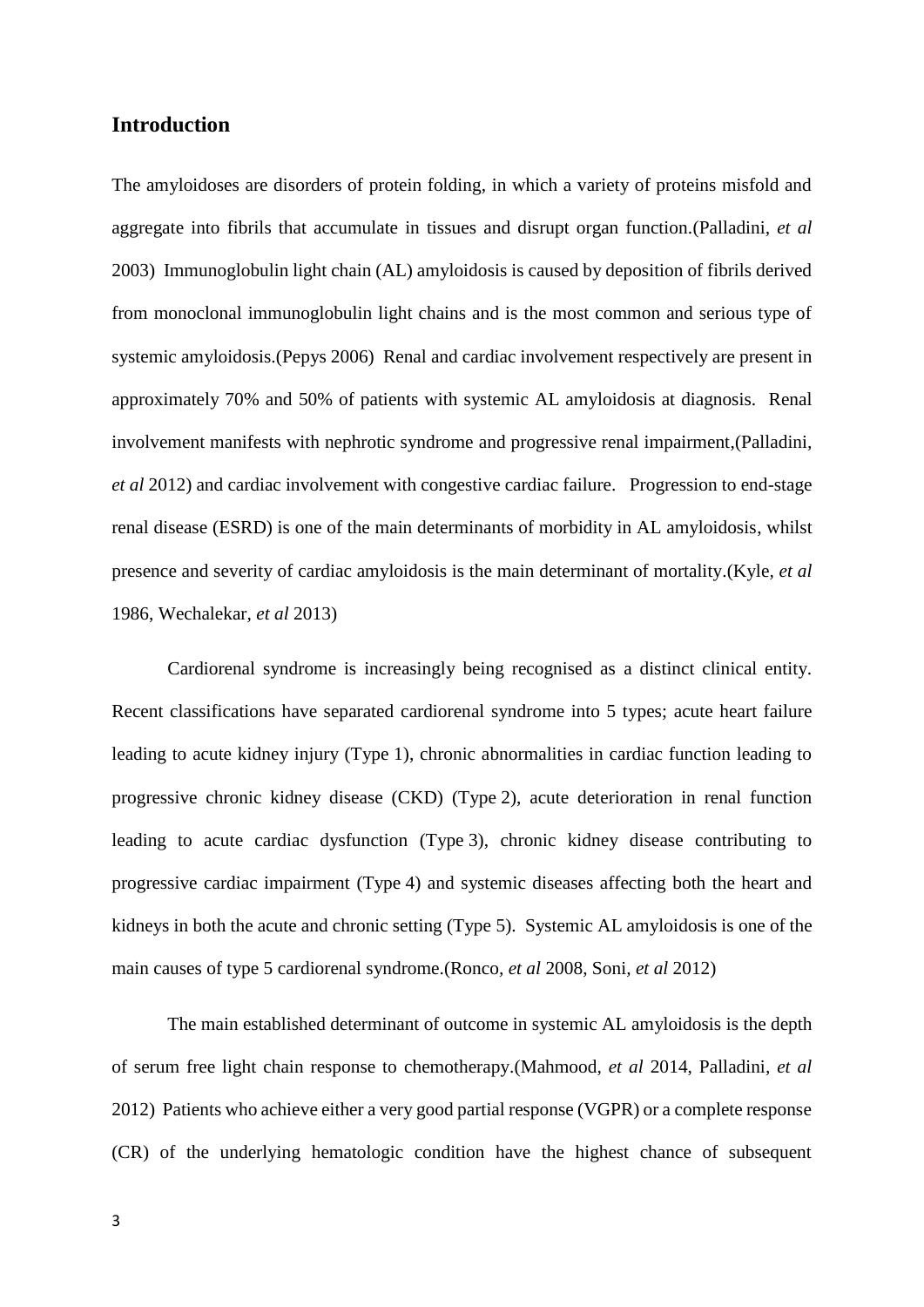## Introduction

The amyloidoses are disorders of protein folding, in which a variety of proteins misfold and aggregate into fibrils that accumulate in tissues and disrupt organ function.(Palladini, *et al* 2003) Immunoglobulin light chain (AL) amyloidosis is caused by deposition of fibrils derived from monoclonal immunoglobulin light chains and is the most common and serious type of systemic amyloidosis.(Pepys 2006) Renal and cardiac involvement respectively are present in approximately 70% and 50% of patients with systemic AL amyloidosis at diagnosis. Renal involvement manifests with nephrotic syndrome and progressive renal impairment,(Palladini, *et al* 2012) and cardiac involvement with congestive cardiac failure. Progression to end-stage renal disease (ESRD) is one of the main determinants of morbidity in AL amyloidosis, whilst presence and severity of cardiac amyloidosis is the main determinant of mortality.(Kyle, *et al* 1986, Wechalekar, *et al* 2013)

Cardiorenal syndrome is increasingly being recognised as a distinct clinical entity. Recent classifications have separated cardiorenal syndrome into 5 types; acute heart failure leading to acute kidney injury (Type 1), chronic abnormalities in cardiac function leading to progressive chronic kidney disease (CKD) (Type 2), acute deterioration in renal function leading to acute cardiac dysfunction (Type 3), chronic kidney disease contributing to progressive cardiac impairment (Type 4) and systemic diseases affecting both the heart and kidneys in both the acute and chronic setting (Type 5). Systemic AL amyloidosis is one of the main causes of type 5 cardiorenal syndrome.(Ronco, *et al* 2008, Soni, *et al* 2012)

The main established determinant of outcome in systemic AL amyloidosis is the depth of serum free light chain response to chemotherapy.(Mahmood, *et al* 2014, Palladini, *et al* 2012) Patients who achieve either a very good partial response (VGPR) or a complete response (CR) of the underlying hematologic condition have the highest chance of subsequent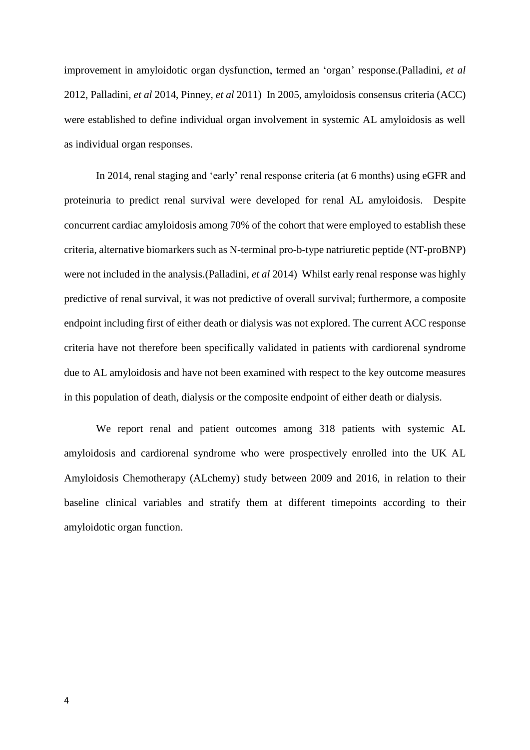improvement in amyloidotic organ dysfunction, termed an 'organ' response.(Palladini, *et al* 2012, Palladini, *et al* 2014, Pinney, *et al* 2011) In 2005, amyloidosis consensus criteria (ACC) were established to define individual organ involvement in systemic AL amyloidosis as well as individual organ responses.

In 2014, renal staging and 'early' renal response criteria (at 6 months) using eGFR and proteinuria to predict renal survival were developed for renal AL amyloidosis. Despite concurrent cardiac amyloidosis among 70% of the cohort that were employed to establish these criteria, alternative biomarkers such as N-terminal pro-b-type natriuretic peptide (NT-proBNP) were not included in the analysis.(Palladini, *et al* 2014) Whilst early renal response was highly predictive of renal survival, it was not predictive of overall survival; furthermore, a composite endpoint including first of either death or dialysis was not explored. The current ACC response criteria have not therefore been specifically validated in patients with cardiorenal syndrome due to AL amyloidosis and have not been examined with respect to the key outcome measures in this population of death, dialysis or the composite endpoint of either death or dialysis.

We report renal and patient outcomes among 318 patients with systemic AL amyloidosis and cardiorenal syndrome who were prospectively enrolled into the UK AL Amyloidosis Chemotherapy (ALchemy) study between 2009 and 2016, in relation to their baseline clinical variables and stratify them at different timepoints according to their amyloidotic organ function.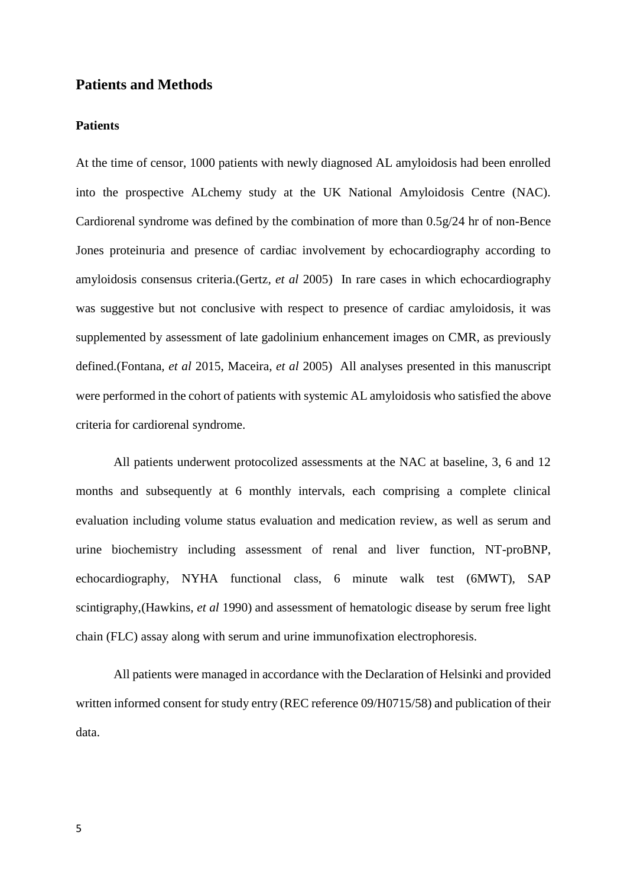## Patients and Methods

### Patients

At the time of censor, 1000 patients with newly diagnosed AL amyloidosis had been enrolled into the prospective ALchemy study at the UK National Amyloidosis Centre (NAC). Cardiorenal syndrome was defined by the combination of more than 0.5g/24 hr of non-Bence Jones proteinuria and presence of cardiac involvement by echocardiography according to amyloidosis consensus criteria.(Gertz, *et al* 2005) In rare cases in which echocardiography was suggestive but not conclusive with respect to presence of cardiac amyloidosis, it was supplemented by assessment of late gadolinium enhancement images on CMR, as previously defined.(Fontana, *et al* 2015, Maceira, *et al* 2005) All analyses presented in this manuscript were performed in the cohort of patients with systemic AL amyloidosis who satisfied the above criteria for cardiorenal syndrome.

All patients underwent protocolized assessments at the NAC at baseline, 3, 6 and 12 months and subsequently at 6 monthly intervals, each comprising a complete clinical evaluation including volume status evaluation and medication review, as well as serum and urine biochemistry including assessment of renal and liver function, NT-proBNP, echocardiography, NYHA functional class, 6 minute walk test (6MWT), SAP scintigraphy,(Hawkins, *et al* 1990) and assessment of hematologic disease by serum free light chain (FLC) assay along with serum and urine immunofixation electrophoresis.

All patients were managed in accordance with the Declaration of Helsinki and provided written informed consent for study entry (REC reference 09/H0715/58) and publication of their data.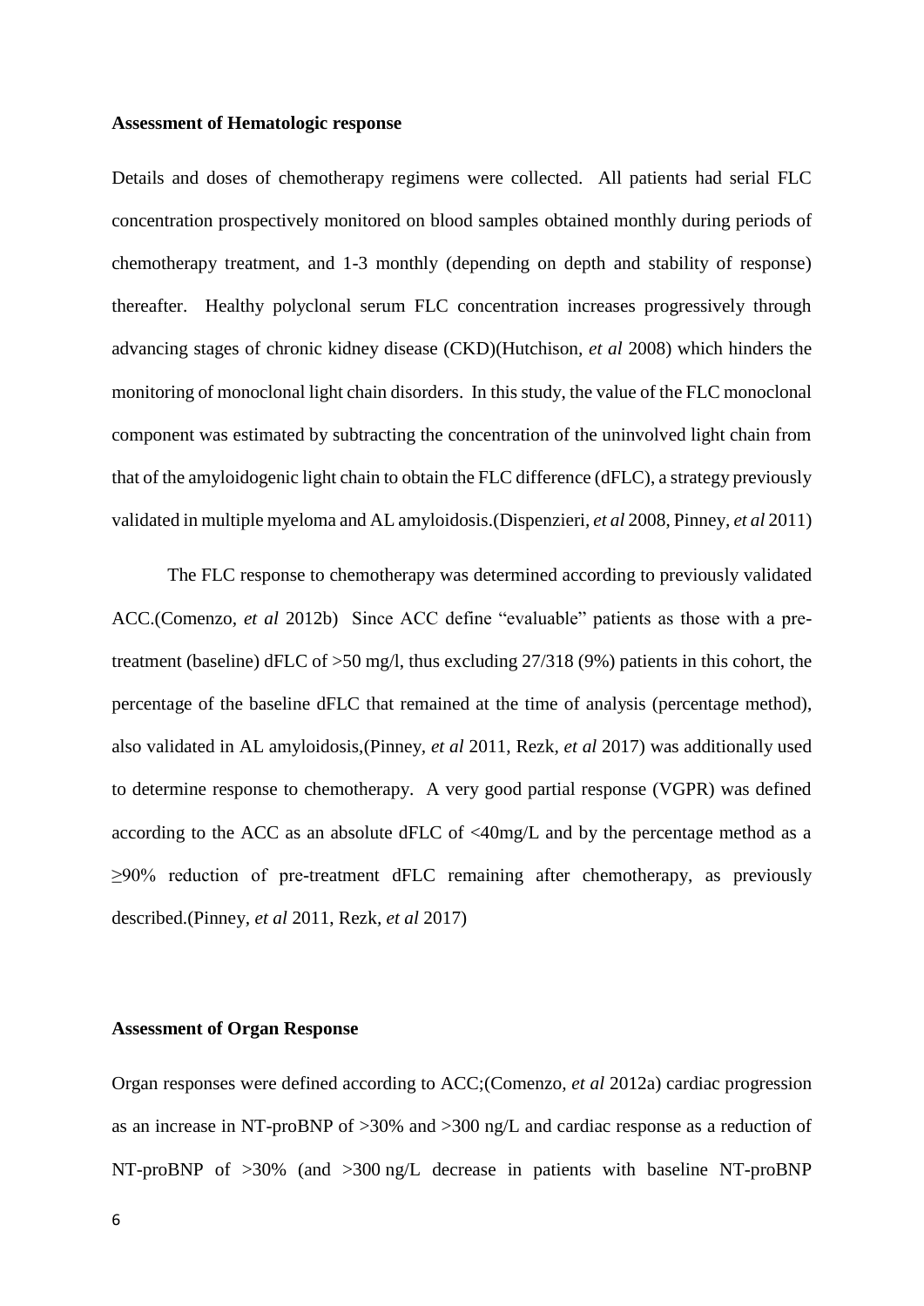**Assessment of Hematologic response**

Details and doses of chemotherapy regimens were collected. All patients had serial FLC concentration prospectively monitored on blood samples obtained monthly during periods of chemotherapy treatment, and 1-3 monthly (depending on depth and stability of response) thereafter. Healthy polyclonal serum FLC concentration increases progressively through advancing stages of chronic kidney disease (CKD)(Hutchison, *et al* 2008) which hinders the monitoring of monoclonal light chain disorders. In this study, the value of the FLC monoclonal component was estimated by subtracting the concentration of the uninvolved light chain from that of the amyloidogenic light chain to obtain the FLC difference (dFLC), a strategy previously validated in multiple myeloma and AL amyloidosis.(Dispenzieri, *et al* 2008, Pinney, *et al* 2011)

The FLC response to chemotherapy was determined according to previously validated ACC.(Comenzo, *et al* 2012b) Since ACC define "evaluable" patients as those with a pre-treatment (baseline) dFLC of >50 mg/l, thus excluding 27/318 (9%) patients in this cohort, the percentage of the baseline dFLC that remained at the time of analysis (percentage method), also validated in AL amyloidosis,(Pinney, *et al* 2011, Rezk, *et al* 2017) was additionally used to determine response to chemotherapy. A very good partial response (VGPR) was defined according to the ACC as an absolute dFLC of <40mg/L and by the percentage method as a ≥90% reduction of pre-treatment dFLC remaining after chemotherapy, as previously described.(Pinney, *et al* 2011, Rezk, *et al* 2017)

**Assessment of Organ Response**

Organ responses were defined according to ACC;(Comenzo, *et al* 2012a) cardiac progression as an increase in NT-proBNP of >30% and >300 ng/L and cardiac response as a reduction of NT-proBNP of >30% (and >300 ng/L decrease in patients with baseline NT-proBNP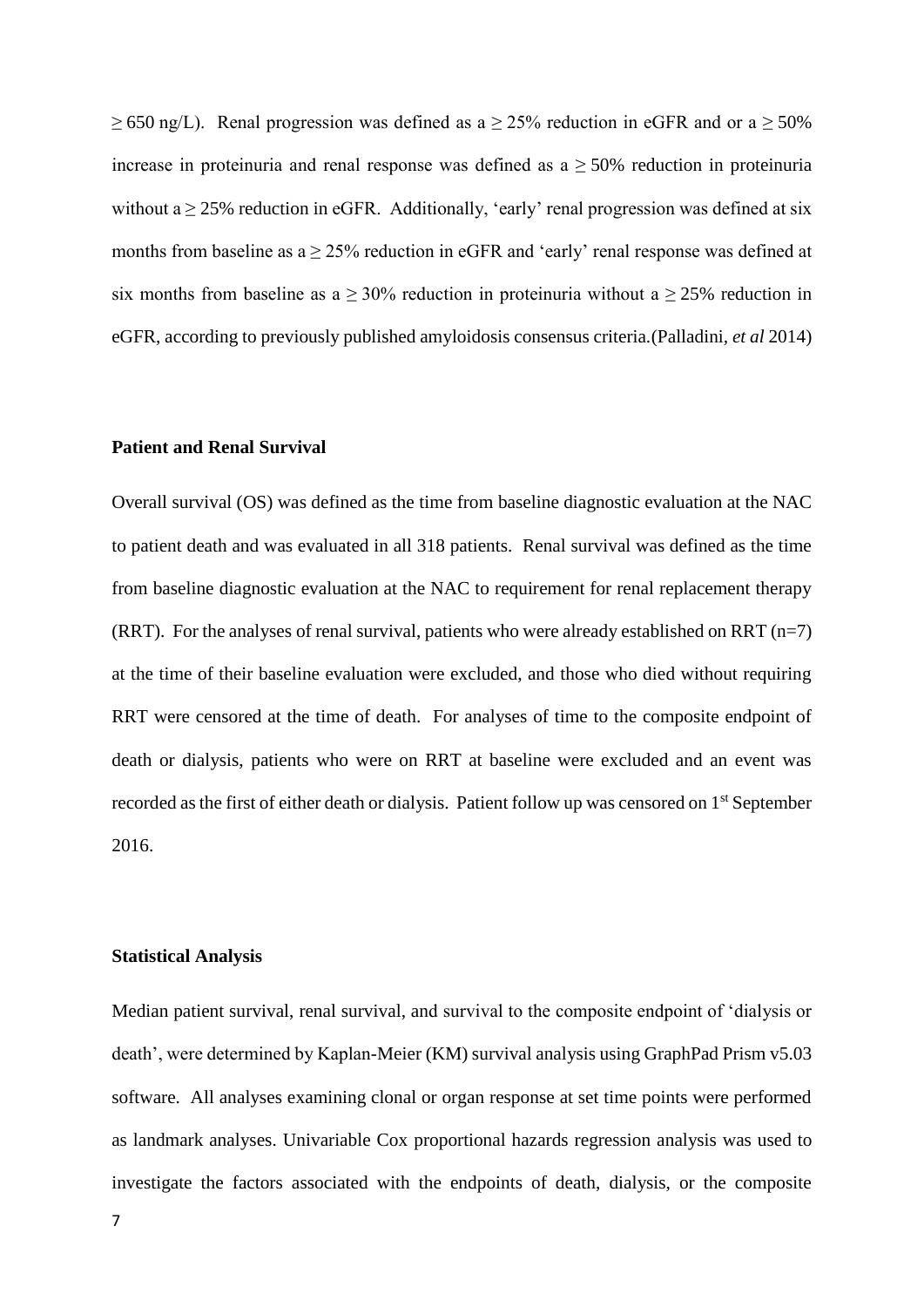≥ 650 ng/L). Renal progression was defined as a ≥ 25% reduction in eGFR and or a ≥ 50% increase in proteinuria and renal response was defined as a ≥ 50% reduction in proteinuria without a ≥ 25% reduction in eGFR. Additionally, 'early' renal progression was defined at six months from baseline as a ≥ 25% reduction in eGFR and 'early' renal response was defined at six months from baseline as a ≥ 30% reduction in proteinuria without a ≥ 25% reduction in eGFR, according to previously published amyloidosis consensus criteria.(Palladini, *et al* 2014)

### Patient and Renal Survival

Overall survival (OS) was defined as the time from baseline diagnostic evaluation at the NAC to patient death and was evaluated in all 318 patients. Renal survival was defined as the time from baseline diagnostic evaluation at the NAC to requirement for renal replacement therapy (RRT). For the analyses of renal survival, patients who were already established on RRT (n=7) at the time of their baseline evaluation were excluded, and those who died without requiring RRT were censored at the time of death. For analyses of time to the composite endpoint of death or dialysis, patients who were on RRT at baseline were excluded and an event was recorded as the first of either death or dialysis. Patient follow up was censored on 1st September 2016.

### Statistical Analysis

Median patient survival, renal survival, and survival to the composite endpoint of 'dialysis or death', were determined by Kaplan-Meier (KM) survival analysis using GraphPad Prism v5.03 software. All analyses examining clonal or organ response at set time points were performed as landmark analyses. Univariable Cox proportional hazards regression analysis was used to investigate the factors associated with the endpoints of death, dialysis, or the composite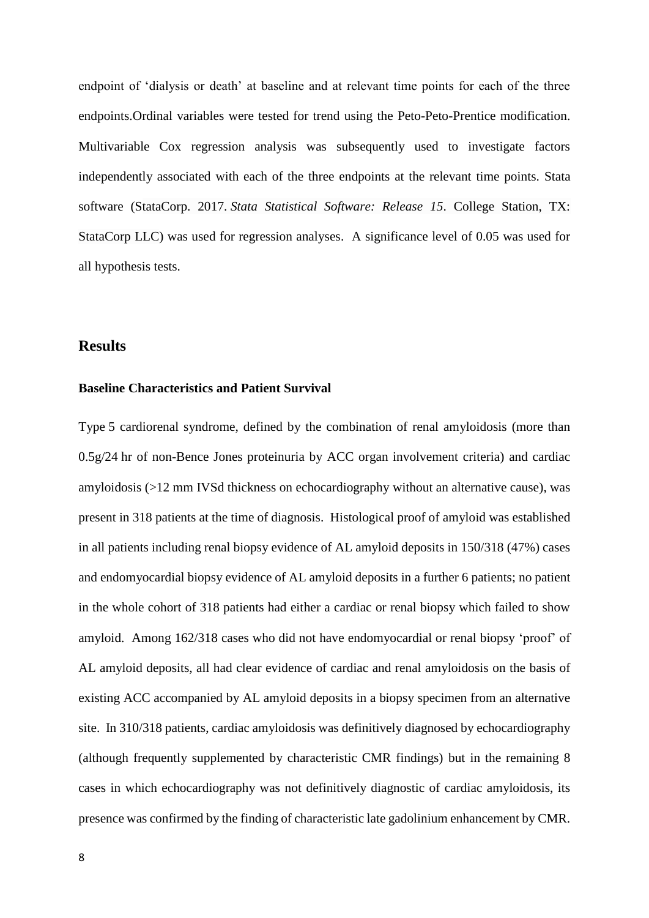endpoint of 'dialysis or death' at baseline and at relevant time points for each of the three endpoints.Ordinal variables were tested for trend using the Peto-Peto-Prentice modification. Multivariable Cox regression analysis was subsequently used to investigate factors independently associated with each of the three endpoints at the relevant time points. Stata software (StataCorp. 2017. *Stata Statistical Software: Release 15*. College Station, TX: StataCorp LLC) was used for regression analyses. A significance level of 0.05 was used for all hypothesis tests.

## Results

### Baseline Characteristics and Patient Survival

Type 5 cardiorenal syndrome, defined by the combination of renal amyloidosis (more than 0.5g/24 hr of non-Bence Jones proteinuria by ACC organ involvement criteria) and cardiac amyloidosis (>12 mm IVSd thickness on echocardiography without an alternative cause), was present in 318 patients at the time of diagnosis. Histological proof of amyloid was established in all patients including renal biopsy evidence of AL amyloid deposits in 150/318 (47%) cases and endomyocardial biopsy evidence of AL amyloid deposits in a further 6 patients; no patient in the whole cohort of 318 patients had either a cardiac or renal biopsy which failed to show amyloid. Among 162/318 cases who did not have endomyocardial or renal biopsy 'proof' of AL amyloid deposits, all had clear evidence of cardiac and renal amyloidosis on the basis of existing ACC accompanied by AL amyloid deposits in a biopsy specimen from an alternative site. In 310/318 patients, cardiac amyloidosis was definitively diagnosed by echocardiography (although frequently supplemented by characteristic CMR findings) but in the remaining 8 cases in which echocardiography was not definitively diagnostic of cardiac amyloidosis, its presence was confirmed by the finding of characteristic late gadolinium enhancement by CMR.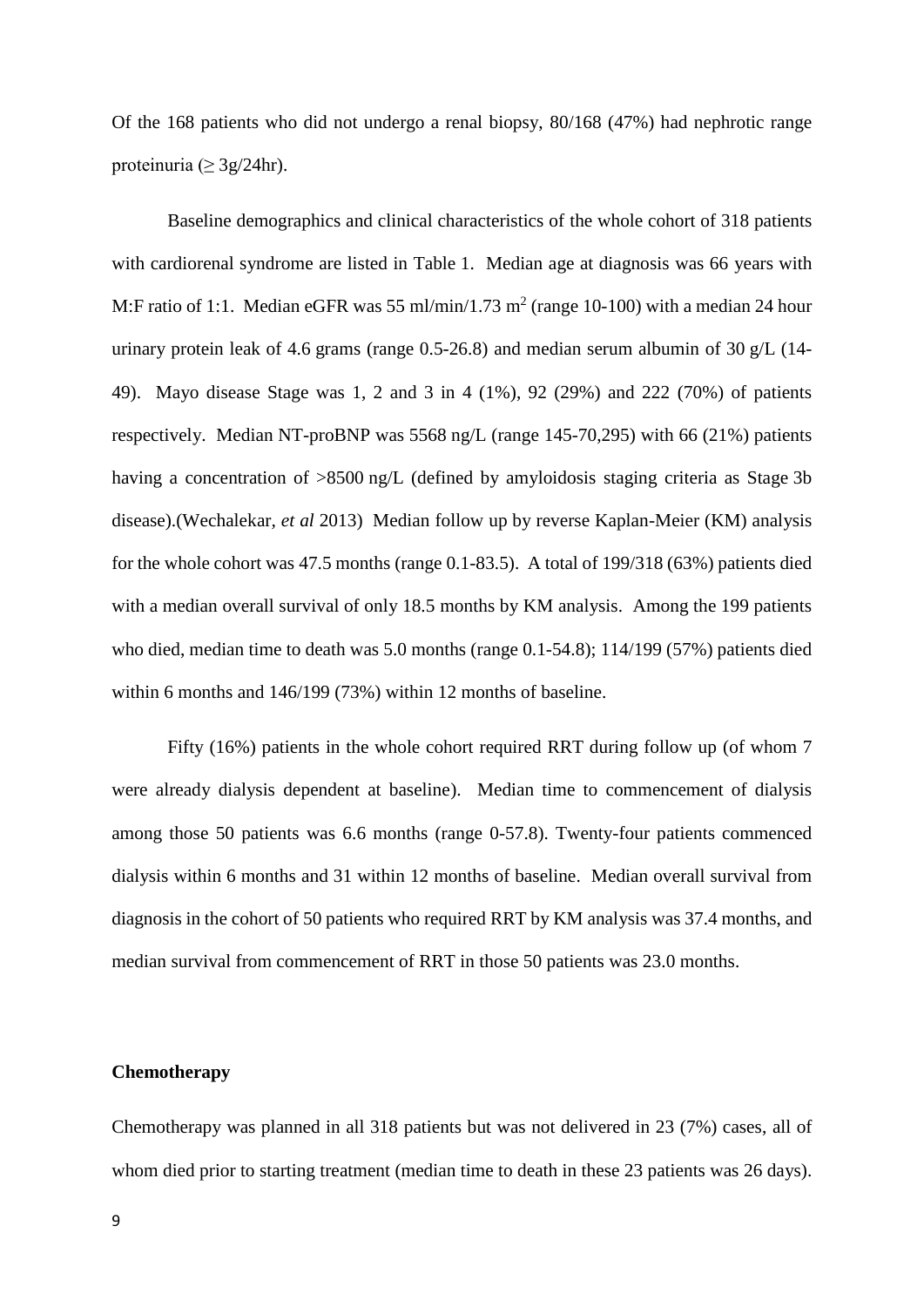Of the 168 patients who did not undergo a renal biopsy, 80/168 (47%) had nephrotic range proteinuria (≥ 3g/24hr).

Baseline demographics and clinical characteristics of the whole cohort of 318 patients with cardiorenal syndrome are listed in Table 1. Median age at diagnosis was 66 years with M:F ratio of 1:1. Median eGFR was 55 ml/min/1.73 $m^2$ (range 10-100) with a median 24 hour urinary protein leak of 4.6 grams (range 0.5-26.8) and median serum albumin of 30 g/L (14-49). Mayo disease Stage was 1, 2 and 3 in 4 (1%), 92 (29%) and 222 (70%) of patients respectively. Median NT-proBNP was 5568 ng/L (range 145-70,295) with 66 (21%) patients having a concentration of >8500 ng/L (defined by amyloidosis staging criteria as Stage 3b disease).(Wechalekar, *et al* 2013) Median follow up by reverse Kaplan-Meier (KM) analysis for the whole cohort was 47.5 months (range 0.1-83.5). A total of 199/318 (63%) patients died with a median overall survival of only 18.5 months by KM analysis. Among the 199 patients who died, median time to death was 5.0 months (range 0.1-54.8); 114/199 (57%) patients died within 6 months and 146/199 (73%) within 12 months of baseline.

Fifty (16%) patients in the whole cohort required RRT during follow up (of whom 7 were already dialysis dependent at baseline). Median time to commencement of dialysis among those 50 patients was 6.6 months (range 0-57.8). Twenty-four patients commenced dialysis within 6 months and 31 within 12 months of baseline. Median overall survival from diagnosis in the cohort of 50 patients who required RRT by KM analysis was 37.4 months, and median survival from commencement of RRT in those 50 patients was 23.0 months.

**Chemotherapy**

Chemotherapy was planned in all 318 patients but was not delivered in 23 (7%) cases, all of whom died prior to starting treatment (median time to death in these 23 patients was 26 days).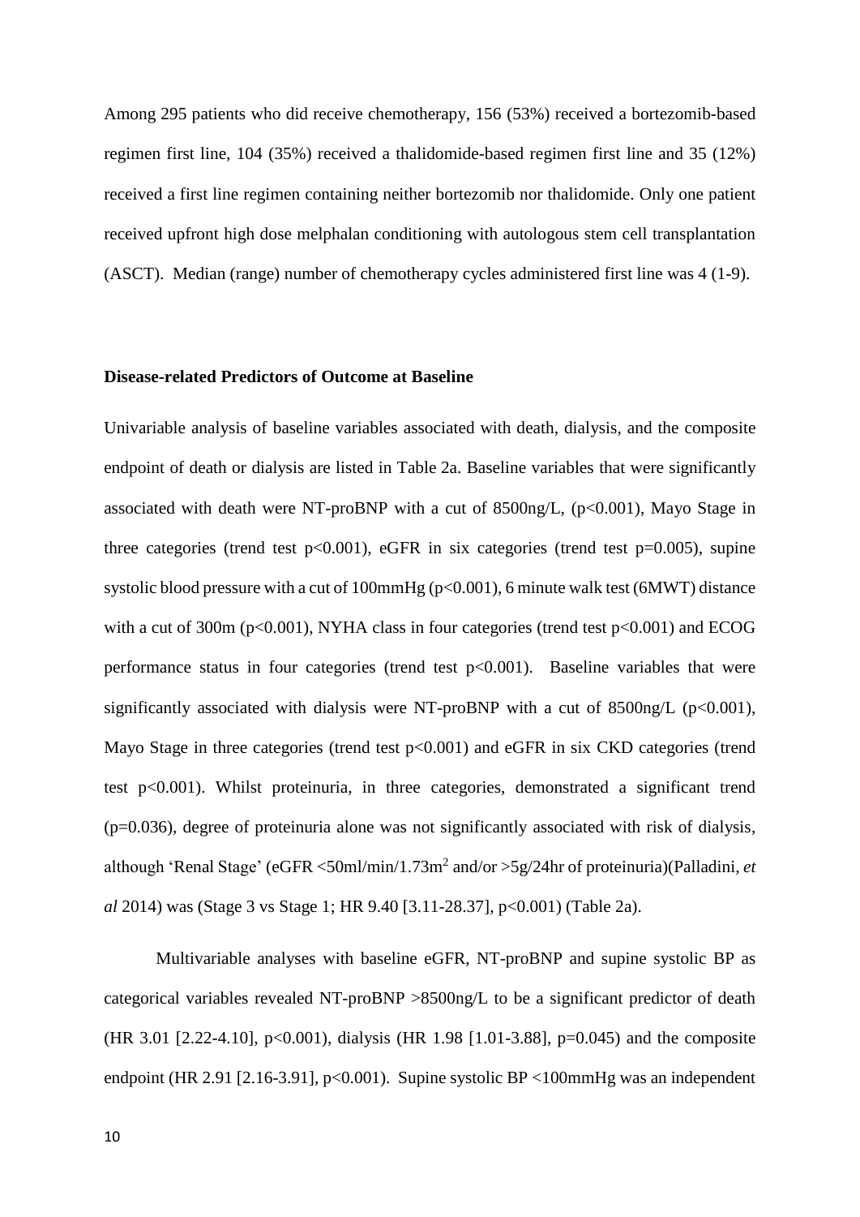Among 295 patients who did receive chemotherapy, 156 (53%) received a bortezomib-based regimen first line, 104 (35%) received a thalidomide-based regimen first line and 35 (12%) received a first line regimen containing neither bortezomib nor thalidomide. Only one patient received upfront high dose melphalan conditioning with autologous stem cell transplantation (ASCT). Median (range) number of chemotherapy cycles administered first line was 4 (1-9).

**Disease-related Predictors of Outcome at Baseline**

Univariable analysis of baseline variables associated with death, dialysis, and the composite endpoint of death or dialysis are listed in Table 2a. Baseline variables that were significantly associated with death were NT-proBNP with a cut of 8500ng/L, ($p<0.001$), Mayo Stage in three categories (trend test $p<0.001$), eGFR in six categories (trend test $p=0.005$), supine systolic blood pressure with a cut of 100mmHg ($p<0.001$), 6 minute walk test (6MWT) distance with a cut of 300m ($p<0.001$), NYHA class in four categories (trend test $p<0.001$) and ECOG performance status in four categories (trend test $p<0.001$). Baseline variables that were significantly associated with dialysis were NT-proBNP with a cut of 8500ng/L ($p<0.001$), Mayo Stage in three categories (trend test $p<0.001$) and eGFR in six CKD categories (trend test $p<0.001$). Whilst proteinuria, in three categories, demonstrated a significant trend ($p=0.036$), degree of proteinuria alone was not significantly associated with risk of dialysis, although 'Renal Stage' (eGFR <50ml/min/1.73m$^2$ and/or >5g/24hr of proteinuria)(Palladini, *et al* 2014) was (Stage 3 vs Stage 1; HR 9.40 [3.11-28.37], $p<0.001$) (Table 2a).

Multivariable analyses with baseline eGFR, NT-proBNP and supine systolic BP as categorical variables revealed NT-proBNP >8500ng/L to be a significant predictor of death (HR 3.01 [2.22-4.10], $p<0.001$), dialysis (HR 1.98 [1.01-3.88], $p=0.045$) and the composite endpoint (HR 2.91 [2.16-3.91], $p<0.001$). Supine systolic BP <100mmHg was an independent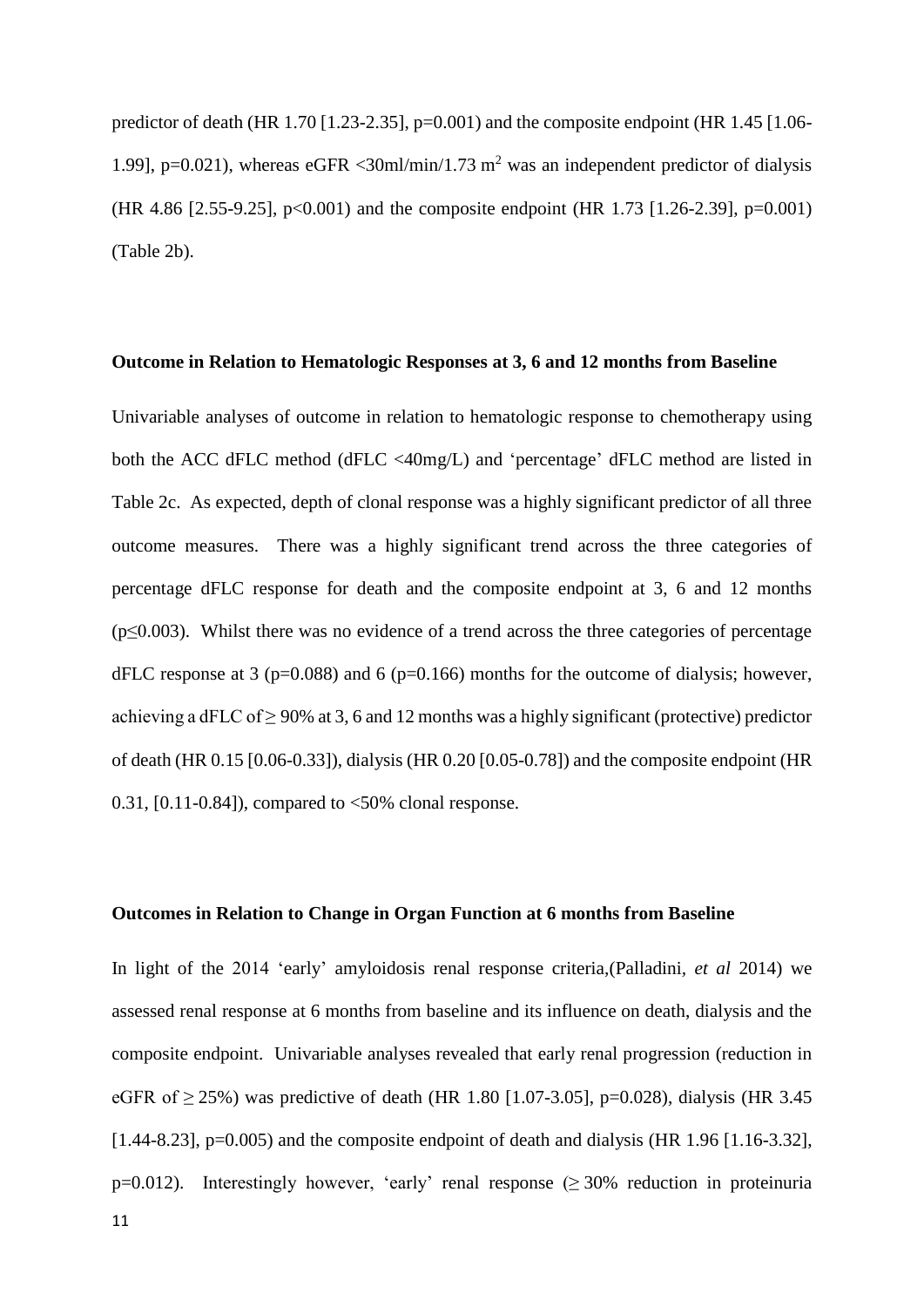predictor of death (HR 1.70 [1.23-2.35], p=0.001) and the composite endpoint (HR 1.45 [1.06-1.99], p=0.021), whereas eGFR <30ml/min/1.73 $m^2$ was an independent predictor of dialysis (HR 4.86 [2.55-9.25], p<0.001) and the composite endpoint (HR 1.73 [1.26-2.39], p=0.001) (Table 2b).

### Outcome in Relation to Hematologic Responses at 3, 6 and 12 months from Baseline

Univariable analyses of outcome in relation to hematologic response to chemotherapy using both the ACC dFLC method (dFLC <40mg/L) and 'percentage' dFLC method are listed in Table 2c. As expected, depth of clonal response was a highly significant predictor of all three outcome measures. There was a highly significant trend across the three categories of percentage dFLC response for death and the composite endpoint at 3, 6 and 12 months ($p \leq 0.003$). Whilst there was no evidence of a trend across the three categories of percentage dFLC response at 3 (p=0.088) and 6 (p=0.166) months for the outcome of dialysis; however, achieving a dFLC of ≥ 90% at 3, 6 and 12 months was a highly significant (protective) predictor of death (HR 0.15 [0.06-0.33]), dialysis (HR 0.20 [0.05-0.78]) and the composite endpoint (HR 0.31, [0.11-0.84]), compared to <50% clonal response.

### Outcomes in Relation to Change in Organ Function at 6 months from Baseline

In light of the 2014 'early' amyloidosis renal response criteria,(Palladini, *et al* 2014) we assessed renal response at 6 months from baseline and its influence on death, dialysis and the composite endpoint. Univariable analyses revealed that early renal progression (reduction in eGFR of ≥ 25%) was predictive of death (HR 1.80 [1.07-3.05], p=0.028), dialysis (HR 3.45 [1.44-8.23], p=0.005) and the composite endpoint of death and dialysis (HR 1.96 [1.16-3.32], p=0.012). Interestingly however, 'early' renal response (≥ 30% reduction in proteinuria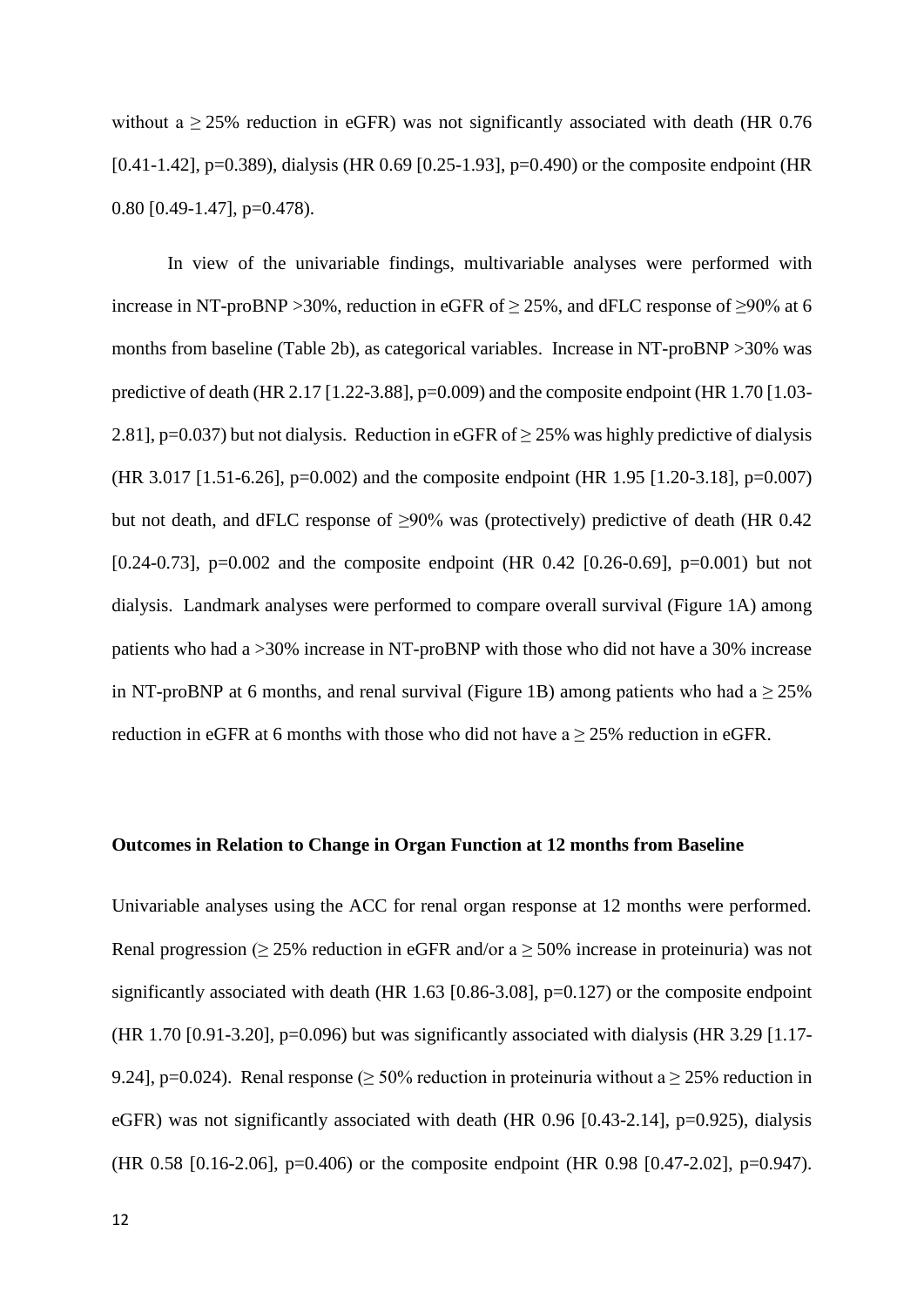without a $\geq$ 25% reduction in eGFR) was not significantly associated with death (HR 0.76 [0.41-1.42], p=0.389), dialysis (HR 0.69 [0.25-1.93], p=0.490) or the composite endpoint (HR 0.80 [0.49-1.47], p=0.478).

In view of the univariable findings, multivariable analyses were performed with increase in NT-proBNP >30%, reduction in eGFR of $\geq$ 25%, and dFLC response of $\geq$90% at 6 months from baseline (Table 2b), as categorical variables. Increase in NT-proBNP >30% was predictive of death (HR 2.17 [1.22-3.88], p=0.009) and the composite endpoint (HR 1.70 [1.03-2.81], p=0.037) but not dialysis. Reduction in eGFR of $\geq$ 25% was highly predictive of dialysis (HR 3.017 [1.51-6.26], p=0.002) and the composite endpoint (HR 1.95 [1.20-3.18], p=0.007) but not death, and dFLC response of $\geq$90% was (protectively) predictive of death (HR 0.42 [0.24-0.73], p=0.002 and the composite endpoint (HR 0.42 [0.26-0.69], p=0.001) but not dialysis. Landmark analyses were performed to compare overall survival (Figure 1A) among patients who had a >30% increase in NT-proBNP with those who did not have a 30% increase in NT-proBNP at 6 months, and renal survival (Figure 1B) among patients who had a $\geq$ 25% reduction in eGFR at 6 months with those who did not have a $\geq$ 25% reduction in eGFR.

**Outcomes in Relation to Change in Organ Function at 12 months from Baseline**

Univariable analyses using the ACC for renal organ response at 12 months were performed. Renal progression ($\geq$ 25% reduction in eGFR and/or a $\geq$ 50% increase in proteinuria) was not significantly associated with death (HR 1.63 [0.86-3.08], p=0.127) or the composite endpoint (HR 1.70 [0.91-3.20], p=0.096) but was significantly associated with dialysis (HR 3.29 [1.17-9.24], p=0.024). Renal response ($\geq$ 50% reduction in proteinuria without a $\geq$ 25% reduction in eGFR) was not significantly associated with death (HR 0.96 [0.43-2.14], p=0.925), dialysis (HR 0.58 [0.16-2.06], p=0.406) or the composite endpoint (HR 0.98 [0.47-2.02], p=0.947).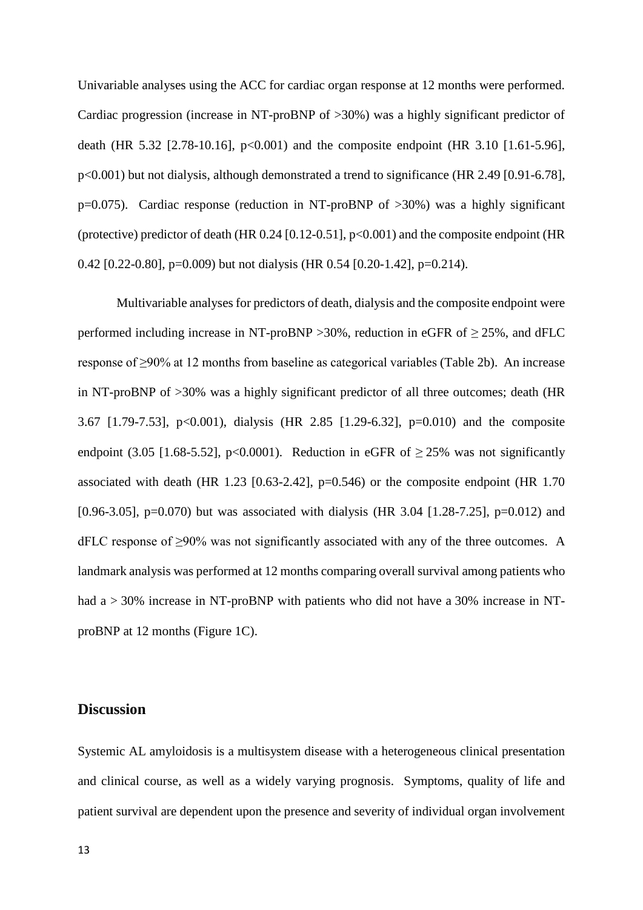Univariable analyses using the ACC for cardiac organ response at 12 months were performed. Cardiac progression (increase in NT-proBNP of >30%) was a highly significant predictor of death (HR 5.32 [2.78-10.16], p<0.001) and the composite endpoint (HR 3.10 [1.61-5.96], p<0.001) but not dialysis, although demonstrated a trend to significance (HR 2.49 [0.91-6.78], p=0.075). Cardiac response (reduction in NT-proBNP of >30%) was a highly significant (protective) predictor of death (HR 0.24 [0.12-0.51], p<0.001) and the composite endpoint (HR 0.42 [0.22-0.80], p=0.009) but not dialysis (HR 0.54 [0.20-1.42], p=0.214).

Multivariable analyses for predictors of death, dialysis and the composite endpoint were performed including increase in NT-proBNP >30%, reduction in eGFR of ≥ 25%, and dFLC response of ≥90% at 12 months from baseline as categorical variables (Table 2b). An increase in NT-proBNP of >30% was a highly significant predictor of all three outcomes; death (HR 3.67 [1.79-7.53], p<0.001), dialysis (HR 2.85 [1.29-6.32], p=0.010) and the composite endpoint (3.05 [1.68-5.52], p<0.0001). Reduction in eGFR of ≥ 25% was not significantly associated with death (HR 1.23 [0.63-2.42], p=0.546) or the composite endpoint (HR 1.70 [0.96-3.05], p=0.070) but was associated with dialysis (HR 3.04 [1.28-7.25], p=0.012) and dFLC response of ≥90% was not significantly associated with any of the three outcomes. A landmark analysis was performed at 12 months comparing overall survival among patients who had a > 30% increase in NT-proBNP with patients who did not have a 30% increase in NT-proBNP at 12 months (Figure 1C).

## Discussion

Systemic AL amyloidosis is a multisystem disease with a heterogeneous clinical presentation and clinical course, as well as a widely varying prognosis. Symptoms, quality of life and patient survival are dependent upon the presence and severity of individual organ involvement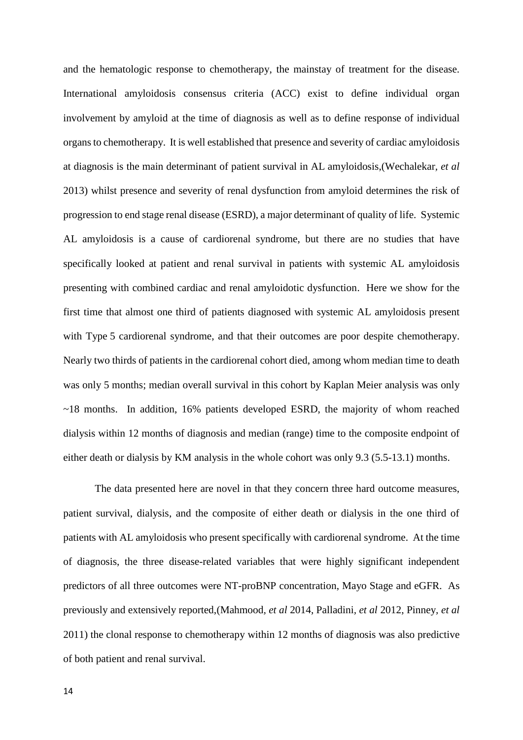and the hematologic response to chemotherapy, the mainstay of treatment for the disease. International amyloidosis consensus criteria (ACC) exist to define individual organ involvement by amyloid at the time of diagnosis as well as to define response of individual organs to chemotherapy. It is well established that presence and severity of cardiac amyloidosis at diagnosis is the main determinant of patient survival in AL amyloidosis,(Wechalekar, *et al* 2013) whilst presence and severity of renal dysfunction from amyloid determines the risk of progression to end stage renal disease (ESRD), a major determinant of quality of life. Systemic AL amyloidosis is a cause of cardiorenal syndrome, but there are no studies that have specifically looked at patient and renal survival in patients with systemic AL amyloidosis presenting with combined cardiac and renal amyloidotic dysfunction. Here we show for the first time that almost one third of patients diagnosed with systemic AL amyloidosis present with Type 5 cardiorenal syndrome, and that their outcomes are poor despite chemotherapy. Nearly two thirds of patients in the cardiorenal cohort died, among whom median time to death was only 5 months; median overall survival in this cohort by Kaplan Meier analysis was only ~18 months. In addition, 16% patients developed ESRD, the majority of whom reached dialysis within 12 months of diagnosis and median (range) time to the composite endpoint of either death or dialysis by KM analysis in the whole cohort was only 9.3 (5.5-13.1) months.

The data presented here are novel in that they concern three hard outcome measures, patient survival, dialysis, and the composite of either death or dialysis in the one third of patients with AL amyloidosis who present specifically with cardiorenal syndrome. At the time of diagnosis, the three disease-related variables that were highly significant independent predictors of all three outcomes were NT-proBNP concentration, Mayo Stage and eGFR. As previously and extensively reported,(Mahmood, *et al* 2014, Palladini, *et al* 2012, Pinney, *et al* 2011) the clonal response to chemotherapy within 12 months of diagnosis was also predictive of both patient and renal survival.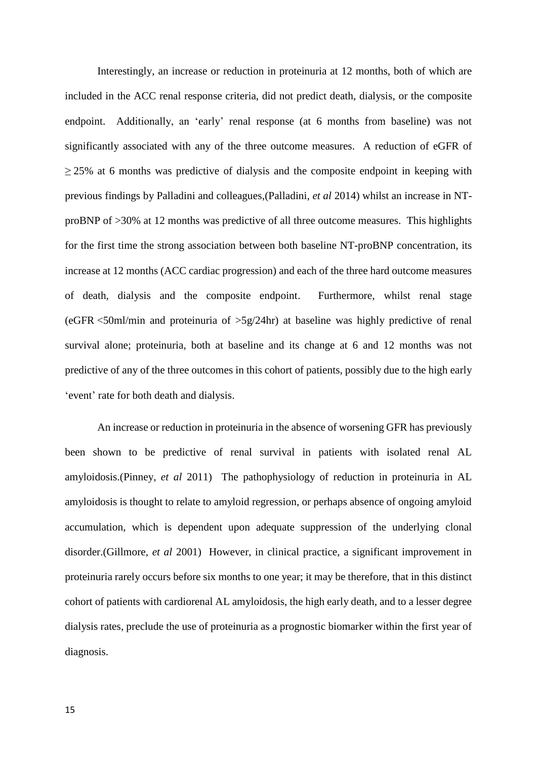Interestingly, an increase or reduction in proteinuria at 12 months, both of which are included in the ACC renal response criteria, did not predict death, dialysis, or the composite endpoint. Additionally, an 'early' renal response (at 6 months from baseline) was not significantly associated with any of the three outcome measures. A reduction of eGFR of $\geq$ 25% at 6 months was predictive of dialysis and the composite endpoint in keeping with previous findings by Palladini and colleagues,(Palladini, *et al* 2014) whilst an increase in NT-proBNP of >30% at 12 months was predictive of all three outcome measures. This highlights for the first time the strong association between both baseline NT-proBNP concentration, its increase at 12 months (ACC cardiac progression) and each of the three hard outcome measures of death, dialysis and the composite endpoint. Furthermore, whilst renal stage (eGFR <50ml/min and proteinuria of >5g/24hr) at baseline was highly predictive of renal survival alone; proteinuria, both at baseline and its change at 6 and 12 months was not predictive of any of the three outcomes in this cohort of patients, possibly due to the high early 'event' rate for both death and dialysis.

An increase or reduction in proteinuria in the absence of worsening GFR has previously been shown to be predictive of renal survival in patients with isolated renal AL amyloidosis.(Pinney, *et al* 2011) The pathophysiology of reduction in proteinuria in AL amyloidosis is thought to relate to amyloid regression, or perhaps absence of ongoing amyloid accumulation, which is dependent upon adequate suppression of the underlying clonal disorder.(Gillmore, *et al* 2001) However, in clinical practice, a significant improvement in proteinuria rarely occurs before six months to one year; it may be therefore, that in this distinct cohort of patients with cardiorenal AL amyloidosis, the high early death, and to a lesser degree dialysis rates, preclude the use of proteinuria as a prognostic biomarker within the first year of diagnosis.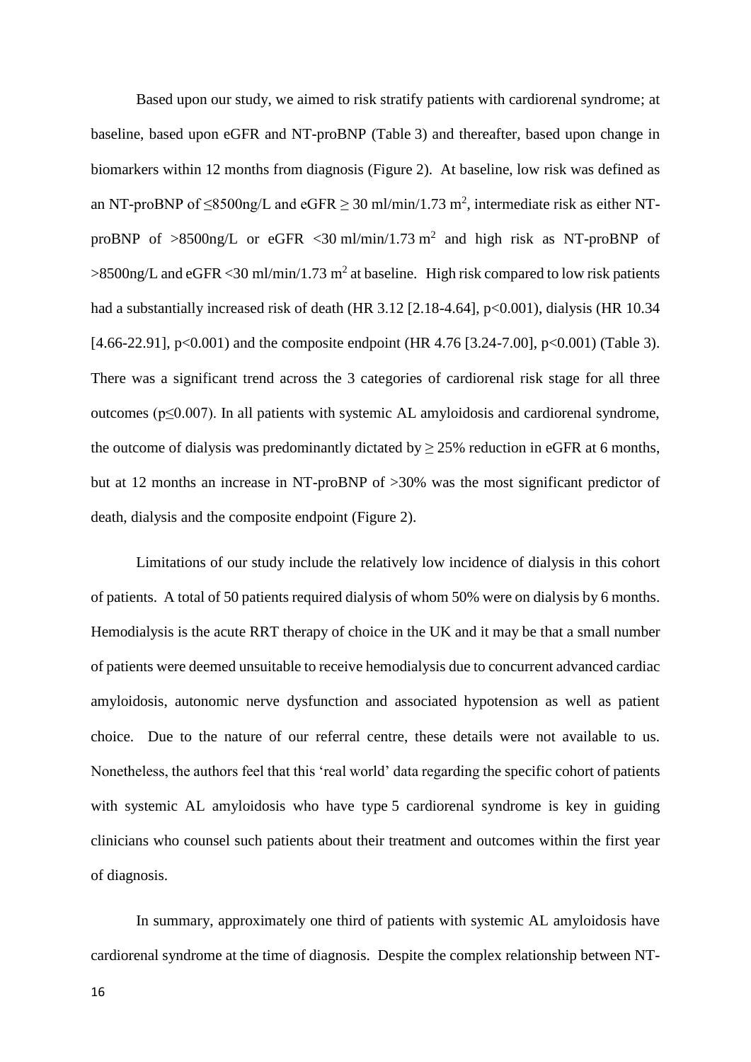Based upon our study, we aimed to risk stratify patients with cardiorenal syndrome; at baseline, based upon eGFR and NT-proBNP (Table 3) and thereafter, based upon change in biomarkers within 12 months from diagnosis (Figure 2). At baseline, low risk was defined as an NT-proBNP of ≤8500ng/L and eGFR ≥ 30 ml/min/1.73 $m^2$, intermediate risk as either NT-proBNP of >8500ng/L or eGFR <30 ml/min/1.73 $m^2$ and high risk as NT-proBNP of >8500ng/L and eGFR <30 ml/min/1.73 $m^2$ at baseline. High risk compared to low risk patients had a substantially increased risk of death (HR 3.12 [2.18-4.64], p<0.001), dialysis (HR 10.34 [4.66-22.91], p<0.001) and the composite endpoint (HR 4.76 [3.24-7.00], p<0.001) (Table 3). There was a significant trend across the 3 categories of cardiorenal risk stage for all three outcomes (p≤0.007). In all patients with systemic AL amyloidosis and cardiorenal syndrome, the outcome of dialysis was predominantly dictated by ≥ 25% reduction in eGFR at 6 months, but at 12 months an increase in NT-proBNP of >30% was the most significant predictor of death, dialysis and the composite endpoint (Figure 2).

Limitations of our study include the relatively low incidence of dialysis in this cohort of patients. A total of 50 patients required dialysis of whom 50% were on dialysis by 6 months. Hemodialysis is the acute RRT therapy of choice in the UK and it may be that a small number of patients were deemed unsuitable to receive hemodialysis due to concurrent advanced cardiac amyloidosis, autonomic nerve dysfunction and associated hypotension as well as patient choice. Due to the nature of our referral centre, these details were not available to us. Nonetheless, the authors feel that this 'real world' data regarding the specific cohort of patients with systemic AL amyloidosis who have type 5 cardiorenal syndrome is key in guiding clinicians who counsel such patients about their treatment and outcomes within the first year of diagnosis.

In summary, approximately one third of patients with systemic AL amyloidosis have cardiorenal syndrome at the time of diagnosis. Despite the complex relationship between NT-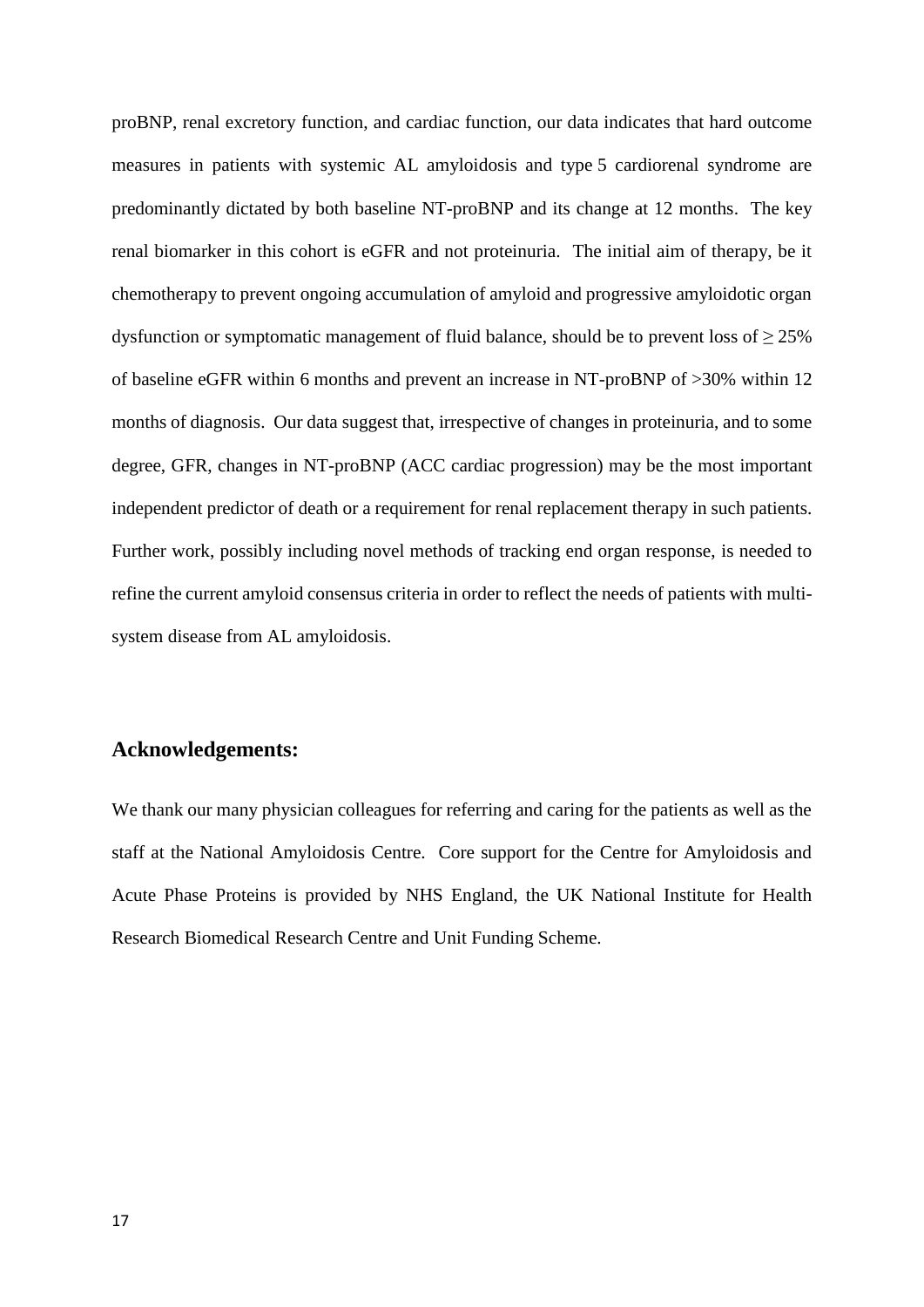proBNP, renal excretory function, and cardiac function, our data indicates that hard outcome measures in patients with systemic AL amyloidosis and type 5 cardiorenal syndrome are predominantly dictated by both baseline NT-proBNP and its change at 12 months. The key renal biomarker in this cohort is eGFR and not proteinuria. The initial aim of therapy, be it chemotherapy to prevent ongoing accumulation of amyloid and progressive amyloidotic organ dysfunction or symptomatic management of fluid balance, should be to prevent loss of ≥ 25% of baseline eGFR within 6 months and prevent an increase in NT-proBNP of >30% within 12 months of diagnosis. Our data suggest that, irrespective of changes in proteinuria, and to some degree, GFR, changes in NT-proBNP (ACC cardiac progression) may be the most important independent predictor of death or a requirement for renal replacement therapy in such patients. Further work, possibly including novel methods of tracking end organ response, is needed to refine the current amyloid consensus criteria in order to reflect the needs of patients with multi-system disease from AL amyloidosis.

## Acknowledgements:

We thank our many physician colleagues for referring and caring for the patients as well as the staff at the National Amyloidosis Centre. Core support for the Centre for Amyloidosis and Acute Phase Proteins is provided by NHS England, the UK National Institute for Health Research Biomedical Research Centre and Unit Funding Scheme.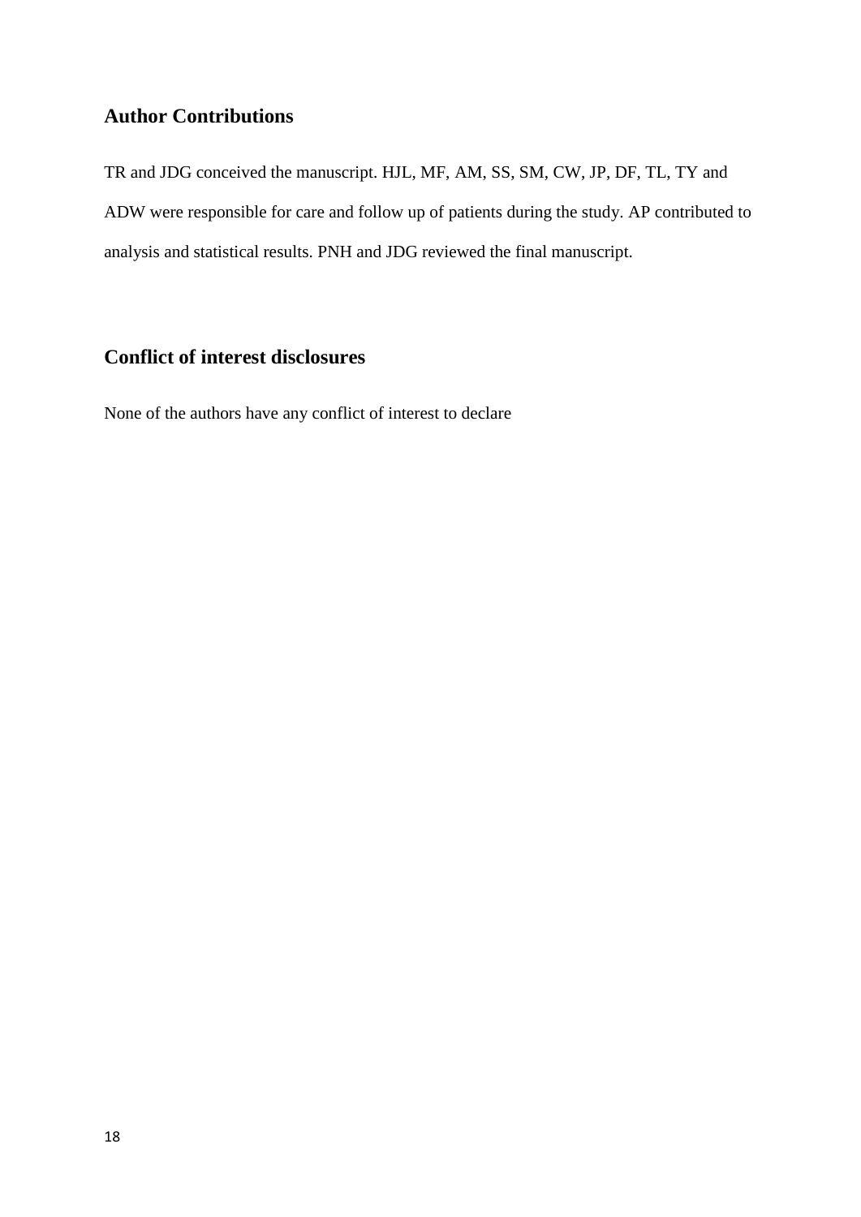## Author Contributions

TR and JDG conceived the manuscript. HJL, MF, AM, SS, SM, CW, JP, DF, TL, TY and ADW were responsible for care and follow up of patients during the study. AP contributed to analysis and statistical results. PNH and JDG reviewed the final manuscript.

## Conflict of interest disclosures

None of the authors have any conflict of interest to declare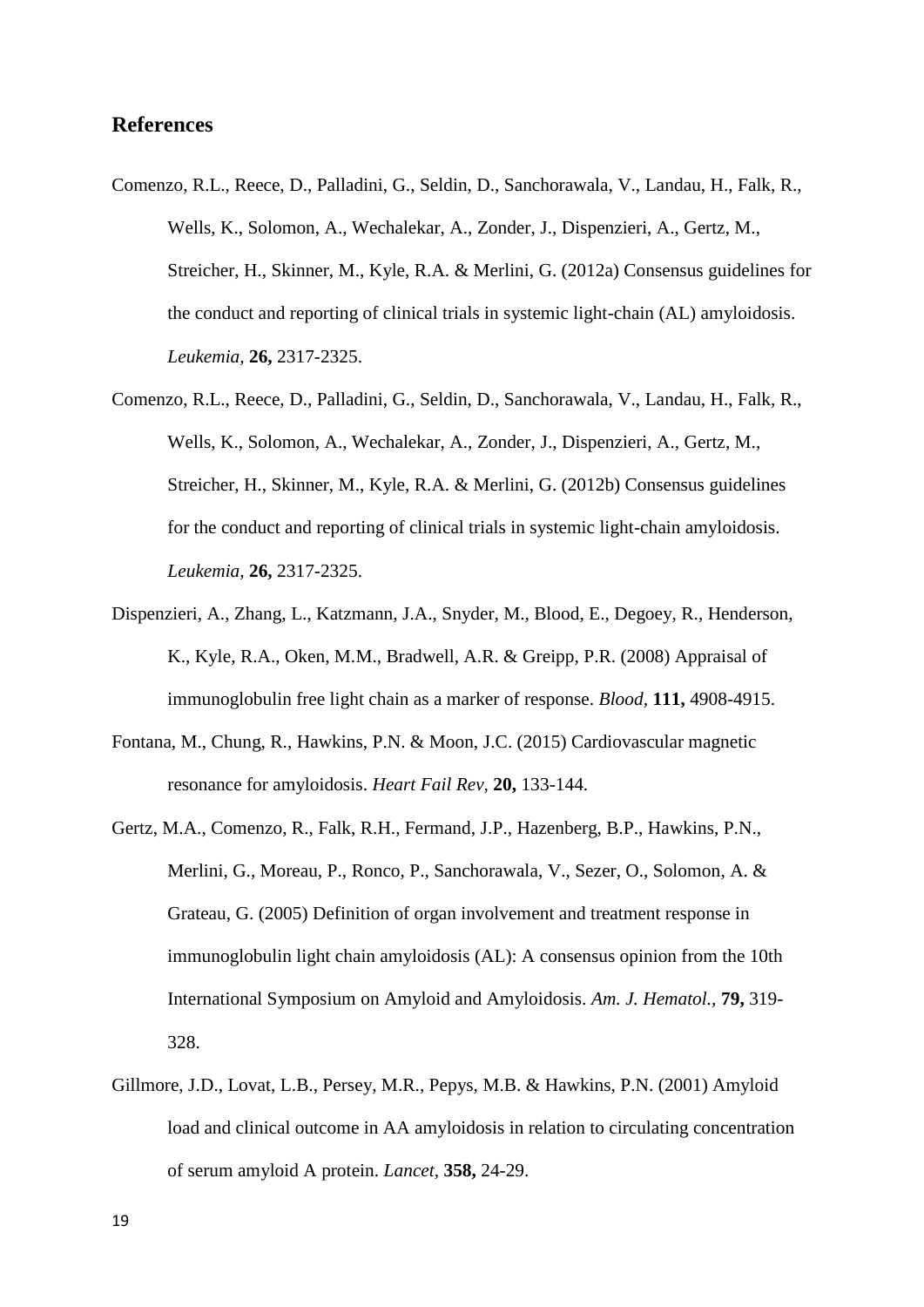## References

Comenzo, R.L., Reece, D., Palladini, G., Seldin, D., Sanchorawala, V., Landau, H., Falk, R., Wells, K., Solomon, A., Wechalekar, A., Zonder, J., Dispenzieri, A., Gertz, M., Streicher, H., Skinner, M., Kyle, R.A. & Merlini, G. (2012a) Consensus guidelines for the conduct and reporting of clinical trials in systemic light-chain (AL) amyloidosis. *Leukemia,* **26,** 2317-2325.

Comenzo, R.L., Reece, D., Palladini, G., Seldin, D., Sanchorawala, V., Landau, H., Falk, R., Wells, K., Solomon, A., Wechalekar, A., Zonder, J., Dispenzieri, A., Gertz, M., Streicher, H., Skinner, M., Kyle, R.A. & Merlini, G. (2012b) Consensus guidelines for the conduct and reporting of clinical trials in systemic light-chain amyloidosis. *Leukemia,* **26,** 2317-2325.

Dispenzieri, A., Zhang, L., Katzmann, J.A., Snyder, M., Blood, E., Degoey, R., Henderson, K., Kyle, R.A., Oken, M.M., Bradwell, A.R. & Greipp, P.R. (2008) Appraisal of immunoglobulin free light chain as a marker of response. *Blood,* **111,** 4908-4915.

Fontana, M., Chung, R., Hawkins, P.N. & Moon, J.C. (2015) Cardiovascular magnetic resonance for amyloidosis. *Heart Fail Rev,* **20,** 133-144.

Gertz, M.A., Comenzo, R., Falk, R.H., Fermand, J.P., Hazenberg, B.P., Hawkins, P.N., Merlini, G., Moreau, P., Ronco, P., Sanchorawala, V., Sezer, O., Solomon, A. & Grateau, G. (2005) Definition of organ involvement and treatment response in immunoglobulin light chain amyloidosis (AL): A consensus opinion from the 10th International Symposium on Amyloid and Amyloidosis. *Am. J. Hematol.,* **79,** 319-328.

Gillmore, J.D., Lovat, L.B., Persey, M.R., Pepys, M.B. & Hawkins, P.N. (2001) Amyloid load and clinical outcome in AA amyloidosis in relation to circulating concentration of serum amyloid A protein. *Lancet,* **358,** 24-29.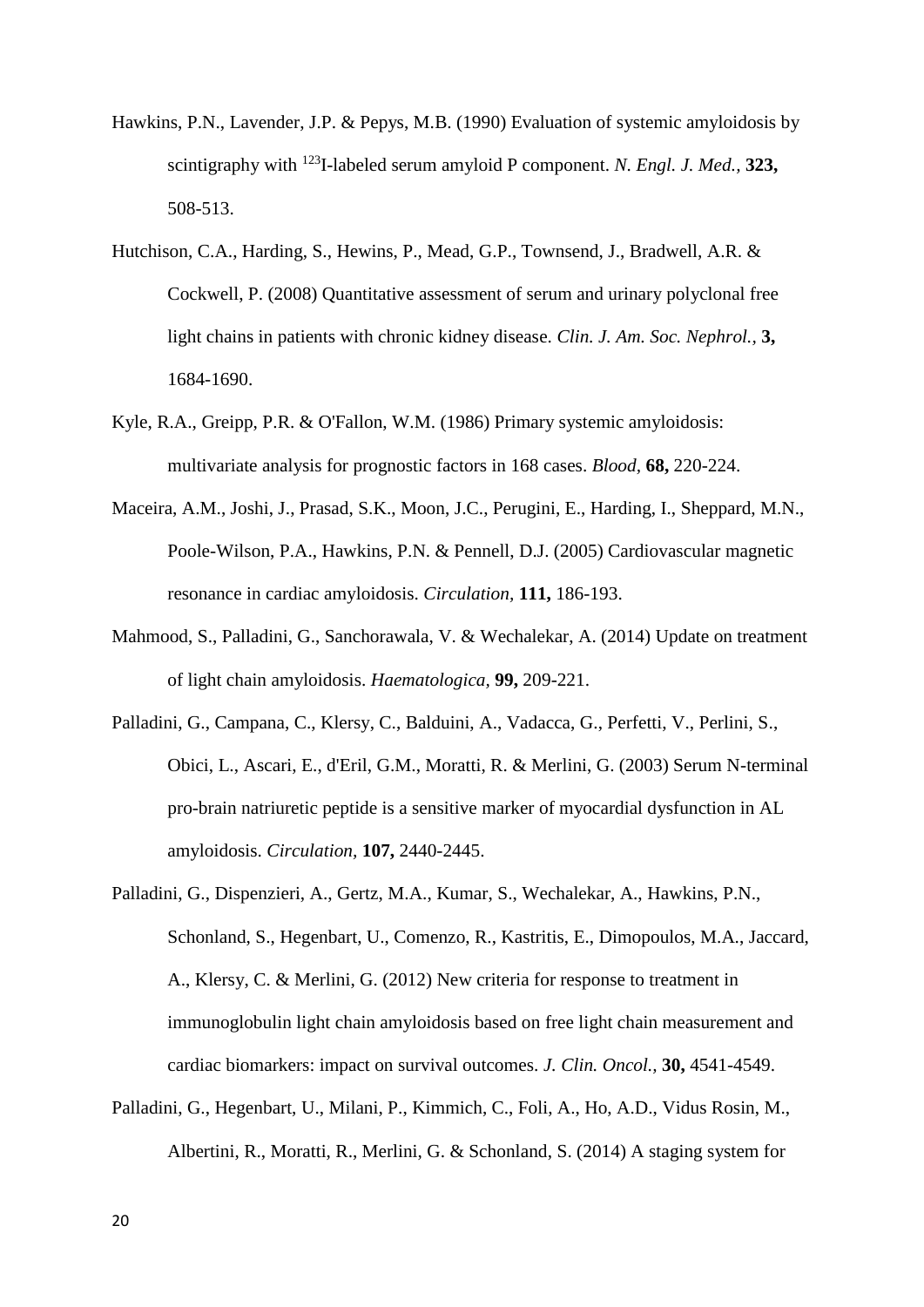Hawkins, P.N., Lavender, J.P. & Pepys, M.B. (1990) Evaluation of systemic amyloidosis by scintigraphy with $^{123}$I-labeled serum amyloid P component. *N. Engl. J. Med.*, **323,** 508-513.

Hutchison, C.A., Harding, S., Hewins, P., Mead, G.P., Townsend, J., Bradwell, A.R. & Cockwell, P. (2008) Quantitative assessment of serum and urinary polyclonal free light chains in patients with chronic kidney disease. *Clin. J. Am. Soc. Nephrol.*, **3,** 1684-1690.

Kyle, R.A., Greipp, P.R. & O'Fallon, W.M. (1986) Primary systemic amyloidosis: multivariate analysis for prognostic factors in 168 cases. *Blood*, **68,** 220-224.

Maceira, A.M., Joshi, J., Prasad, S.K., Moon, J.C., Perugini, E., Harding, I., Sheppard, M.N., Poole-Wilson, P.A., Hawkins, P.N. & Pennell, D.J. (2005) Cardiovascular magnetic resonance in cardiac amyloidosis. *Circulation*, **111,** 186-193.

Mahmood, S., Palladini, G., Sanchorawala, V. & Wechalekar, A. (2014) Update on treatment of light chain amyloidosis. *Haematologica*, **99,** 209-221.

Palladini, G., Campana, C., Klersy, C., Balduini, A., Vadacca, G., Perfetti, V., Perlini, S., Obici, L., Ascari, E., d'Eril, G.M., Moratti, R. & Merlini, G. (2003) Serum N-terminal pro-brain natriuretic peptide is a sensitive marker of myocardial dysfunction in AL amyloidosis. *Circulation*, **107,** 2440-2445.

Palladini, G., Dispenzieri, A., Gertz, M.A., Kumar, S., Wechalekar, A., Hawkins, P.N., Schonland, S., Hegenbart, U., Comenzo, R., Kastritis, E., Dimopoulos, M.A., Jaccard, A., Klersy, C. & Merlini, G. (2012) New criteria for response to treatment in immunoglobulin light chain amyloidosis based on free light chain measurement and cardiac biomarkers: impact on survival outcomes. *J. Clin. Oncol.*, **30,** 4541-4549.

Palladini, G., Hegenbart, U., Milani, P., Kimmich, C., Foli, A., Ho, A.D., Vidus Rosin, M., Albertini, R., Moratti, R., Merlini, G. & Schonland, S. (2014) A staging system for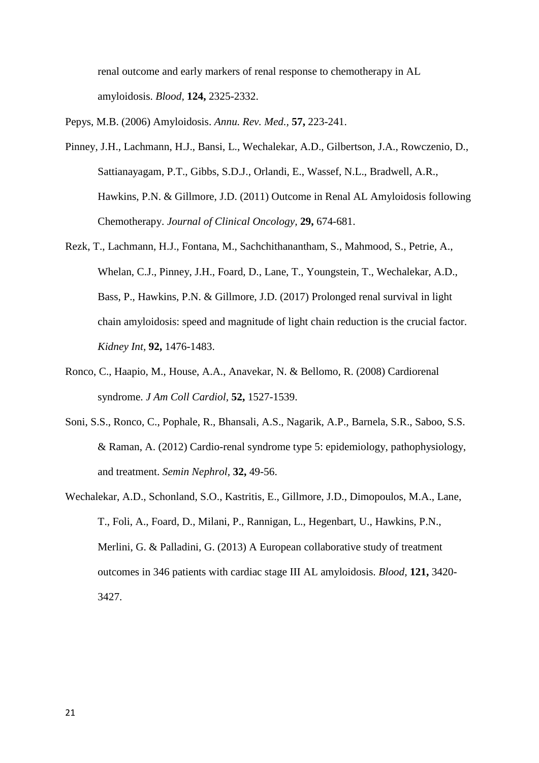renal outcome and early markers of renal response to chemotherapy in AL amyloidosis. *Blood,* **124,** 2325-2332.

Pepys, M.B. (2006) Amyloidosis. *Annu. Rev. Med.,* **57,** 223-241.

Pinney, J.H., Lachmann, H.J., Bansi, L., Wechalekar, A.D., Gilbertson, J.A., Rowczenio, D., Sattianayagam, P.T., Gibbs, S.D.J., Orlandi, E., Wassef, N.L., Bradwell, A.R., Hawkins, P.N. & Gillmore, J.D. (2011) Outcome in Renal AL Amyloidosis following Chemotherapy. *Journal of Clinical Oncology,* **29,** 674-681.

Rezk, T., Lachmann, H.J., Fontana, M., Sachchithanantham, S., Mahmood, S., Petrie, A., Whelan, C.J., Pinney, J.H., Foard, D., Lane, T., Youngstein, T., Wechalekar, A.D., Bass, P., Hawkins, P.N. & Gillmore, J.D. (2017) Prolonged renal survival in light chain amyloidosis: speed and magnitude of light chain reduction is the crucial factor. *Kidney Int,* **92,** 1476-1483.

Ronco, C., Haapio, M., House, A.A., Anavekar, N. & Bellomo, R. (2008) Cardiorenal syndrome. *J Am Coll Cardiol,* **52,** 1527-1539.

Soni, S.S., Ronco, C., Pophale, R., Bhansali, A.S., Nagarik, A.P., Barnela, S.R., Saboo, S.S. & Raman, A. (2012) Cardio-renal syndrome type 5: epidemiology, pathophysiology, and treatment. *Semin Nephrol,* **32,** 49-56.

Wechalekar, A.D., Schonland, S.O., Kastritis, E., Gillmore, J.D., Dimopoulos, M.A., Lane, T., Foli, A., Foard, D., Milani, P., Rannigan, L., Hegenbart, U., Hawkins, P.N., Merlini, G. & Palladini, G. (2013) A European collaborative study of treatment outcomes in 346 patients with cardiac stage III AL amyloidosis. *Blood,* **121,** 3420-3427.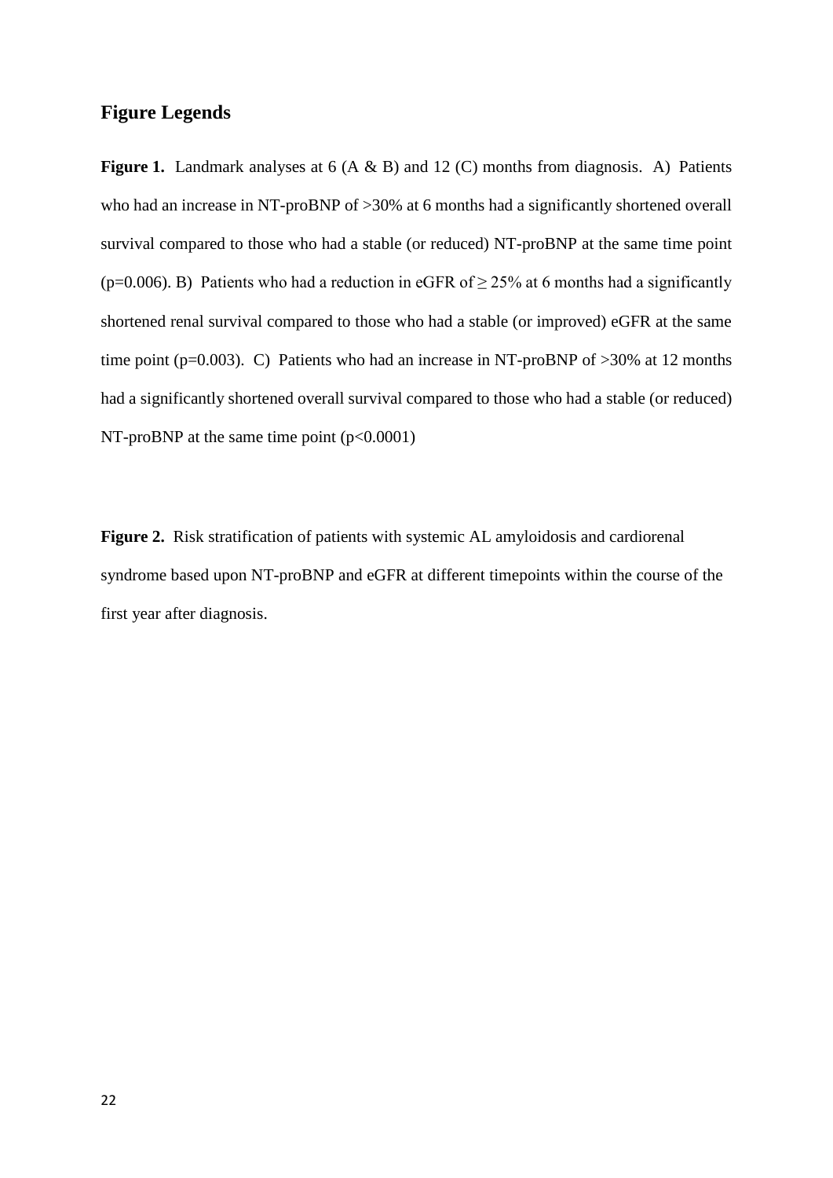## Figure Legends

**Figure 1.** Landmark analyses at 6 (A & B) and 12 (C) months from diagnosis. A) Patients who had an increase in NT-proBNP of >30% at 6 months had a significantly shortened overall survival compared to those who had a stable (or reduced) NT-proBNP at the same time point ($p=0.006$). B) Patients who had a reduction in eGFR of $\geq 25\%$ at 6 months had a significantly shortened renal survival compared to those who had a stable (or improved) eGFR at the same time point ($p=0.003$). C) Patients who had an increase in NT-proBNP of >30% at 12 months had a significantly shortened overall survival compared to those who had a stable (or reduced) NT-proBNP at the same time point ($p<0.0001$)

**Figure 2.** Risk stratification of patients with systemic AL amyloidosis and cardiorenal syndrome based upon NT-proBNP and eGFR at different timepoints within the course of the first year after diagnosis.